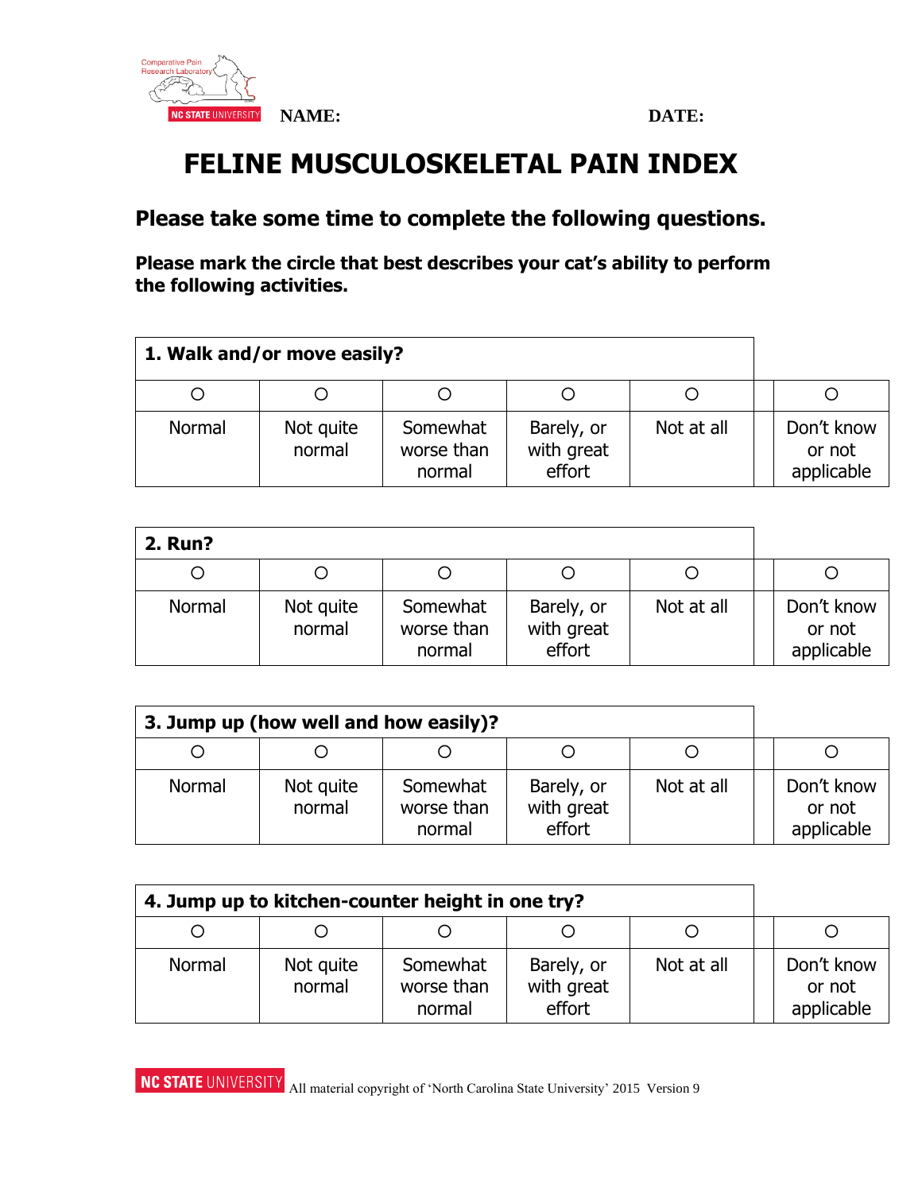NAME: DATE:

# FELINE MUSCULOSKELETAL PAIN INDEX

## Please take some time to complete the following questions.

**Please mark the circle that best describes your cat's ability to perform the following activities.**

| 1. Walk and/or move easily? | | | | | | |
|---|---|---|---|---|---|---|
| ○ | ○ | ○ | ○ | ○ | | ○ |
| Normal | Not quite normal | Somewhat worse than normal | Barely, or with great effort | Not at all | | Don't know or not applicable |

| 2. Run? | | | | | | |
|---|---|---|---|---|---|---|
| ○ | ○ | ○ | ○ | ○ | | ○ |
| Normal | Not quite normal | Somewhat worse than normal | Barely, or with great effort | Not at all | | Don't know or not applicable |

| 3. Jump up (how well and how easily)? | | | | | | |
|---|---|---|---|---|---|---|
| ○ | ○ | ○ | ○ | ○ | | ○ |
| Normal | Not quite normal | Somewhat worse than normal | Barely, or with great effort | Not at all | | Don't know or not applicable |

| 4. Jump up to kitchen-counter height in one try? | | | | | | |
|---|---|---|---|---|---|---|
| ○ | ○ | ○ | ○ | ○ | | ○ |
| Normal | Not quite normal | Somewhat worse than normal | Barely, or with great effort | Not at all | | Don't know or not applicable |

All material copyright of 'North Carolina State University' 2015 Version 9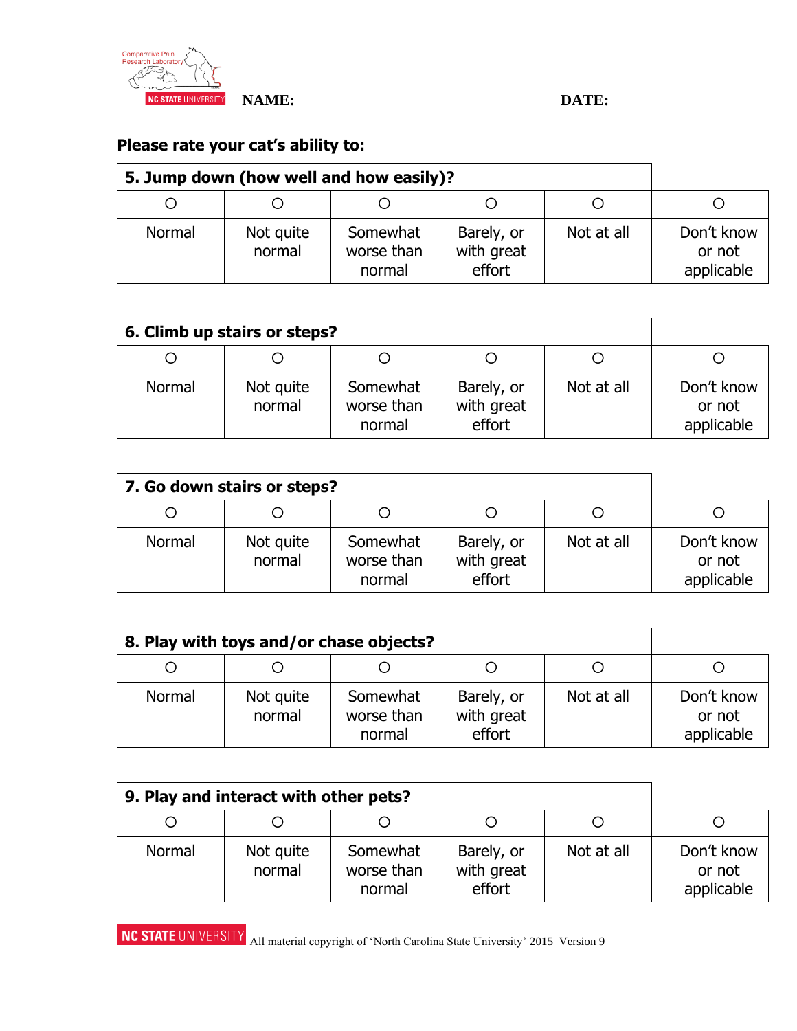**NAME:** **DATE:**

**Please rate your cat's ability to:**

| 5. Jump down (how well and how easily)? | | | | | |
|---|---|---|---|---|---|
| ○ | ○ | ○ | ○ | ○ | ○ |
| Normal | Not quite normal | Somewhat worse than normal | Barely, or with great effort | Not at all | Don't know or not applicable |

| 6. Climb up stairs or steps? | | | | | |
|---|---|---|---|---|---|
| ○ | ○ | ○ | ○ | ○ | ○ |
| Normal | Not quite normal | Somewhat worse than normal | Barely, or with great effort | Not at all | Don't know or not applicable |

| 7. Go down stairs or steps? | | | | | |
|---|---|---|---|---|---|
| ○ | ○ | ○ | ○ | ○ | ○ |
| Normal | Not quite normal | Somewhat worse than normal | Barely, or with great effort | Not at all | Don't know or not applicable |

| 8. Play with toys and/or chase objects? | | | | | |
|---|---|---|---|---|---|
| ○ | ○ | ○ | ○ | ○ | ○ |
| Normal | Not quite normal | Somewhat worse than normal | Barely, or with great effort | Not at all | Don't know or not applicable |

| 9. Play and interact with other pets? | | | | | |
|---|---|---|---|---|---|
| ○ | ○ | ○ | ○ | ○ | ○ |
| Normal | Not quite normal | Somewhat worse than normal | Barely, or with great effort | Not at all | Don't know or not applicable |

All material copyright of 'North Carolina State University' 2015 Version 9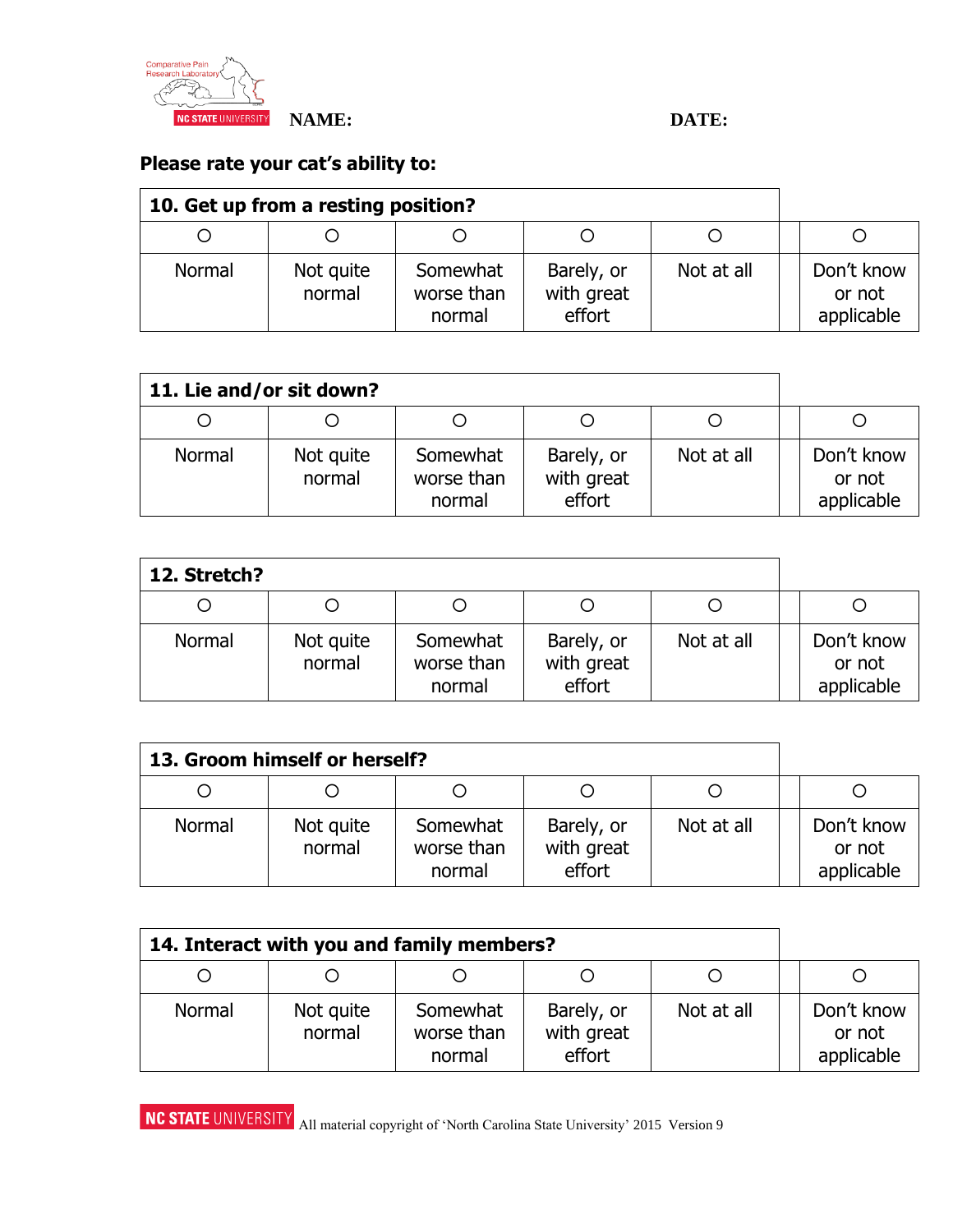Comparative Pain Research Laboratory

NC STATE UNIVERSITY **NAME:** **DATE:**

**Please rate your cat's ability to:**

| **10. Get up from a resting position?** | | | | | |
|---|---|---|---|---|---|
| ○ | ○ | ○ | ○ | ○ | ○ |
| Normal | Not quite normal | Somewhat worse than normal | Barely, or with great effort | Not at all | Don't know or not applicable |

| **11. Lie and/or sit down?** | | | | | |
|---|---|---|---|---|---|
| ○ | ○ | ○ | ○ | ○ | ○ |
| Normal | Not quite normal | Somewhat worse than normal | Barely, or with great effort | Not at all | Don't know or not applicable |

| **12. Stretch?** | | | | | |
|---|---|---|---|---|---|
| ○ | ○ | ○ | ○ | ○ | ○ |
| Normal | Not quite normal | Somewhat worse than normal | Barely, or with great effort | Not at all | Don't know or not applicable |

| **13. Groom himself or herself?** | | | | | |
|---|---|---|---|---|---|
| ○ | ○ | ○ | ○ | ○ | ○ |
| Normal | Not quite normal | Somewhat worse than normal | Barely, or with great effort | Not at all | Don't know or not applicable |

| **14. Interact with you and family members?** | | | | | |
|---|---|---|---|---|---|
| ○ | ○ | ○ | ○ | ○ | ○ |
| Normal | Not quite normal | Somewhat worse than normal | Barely, or with great effort | Not at all | Don't know or not applicable |

NC STATE UNIVERSITY All material copyright of 'North Carolina State University' 2015 Version 9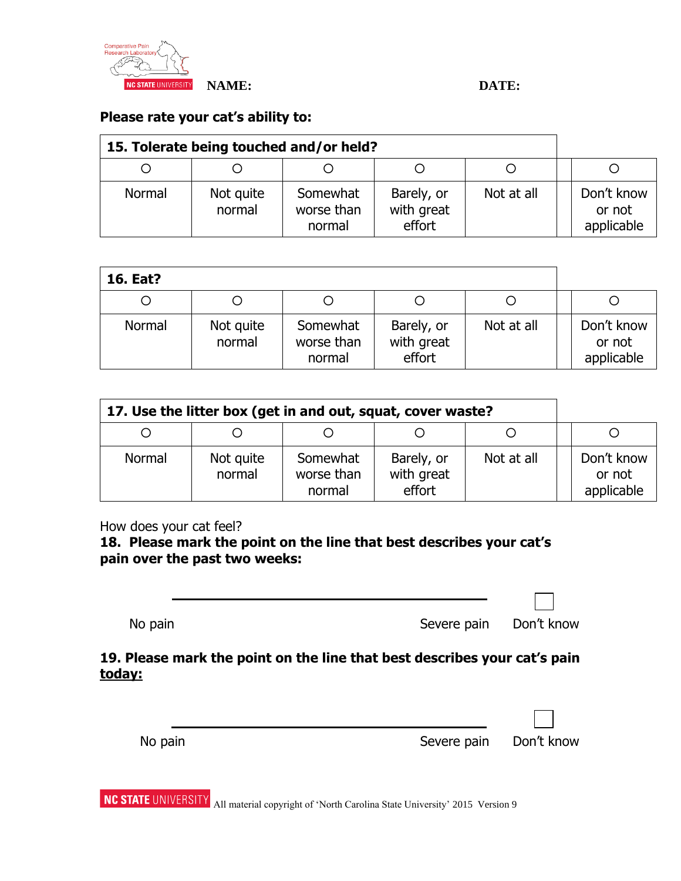Comparative Pain Research Laboratory

NC STATE UNIVERSITY **NAME:** **DATE:**

**Please rate your cat's ability to:**

| **15. Tolerate being touched and/or held?** | | | | | |
|---|---|---|---|---|---|
| ○ | ○ | ○ | ○ | ○ | ○ |
| Normal | Not quite normal | Somewhat worse than normal | Barely, or with great effort | Not at all | Don't know or not applicable |

| **16. Eat?** | | | | | |
|---|---|---|---|---|---|
| ○ | ○ | ○ | ○ | ○ | ○ |
| Normal | Not quite normal | Somewhat worse than normal | Barely, or with great effort | Not at all | Don't know or not applicable |

| **17. Use the litter box (get in and out, squat, cover waste?** | | | | | |
|---|---|---|---|---|---|
| ○ | ○ | ○ | ○ | ○ | ○ |
| Normal | Not quite normal | Somewhat worse than normal | Barely, or with great effort | Not at all | Don't know or not applicable |

How does your cat feel?

**18. Please mark the point on the line that best describes your cat's pain over the past two weeks:**

No pain ____________________________________________ Severe pain ☐ Don't know

**19. Please mark the point on the line that best describes your cat's pain <u>today:</u>**

No pain ____________________________________________ Severe pain ☐ Don't know

NC STATE UNIVERSITY All material copyright of 'North Carolina State University' 2015 Version 9